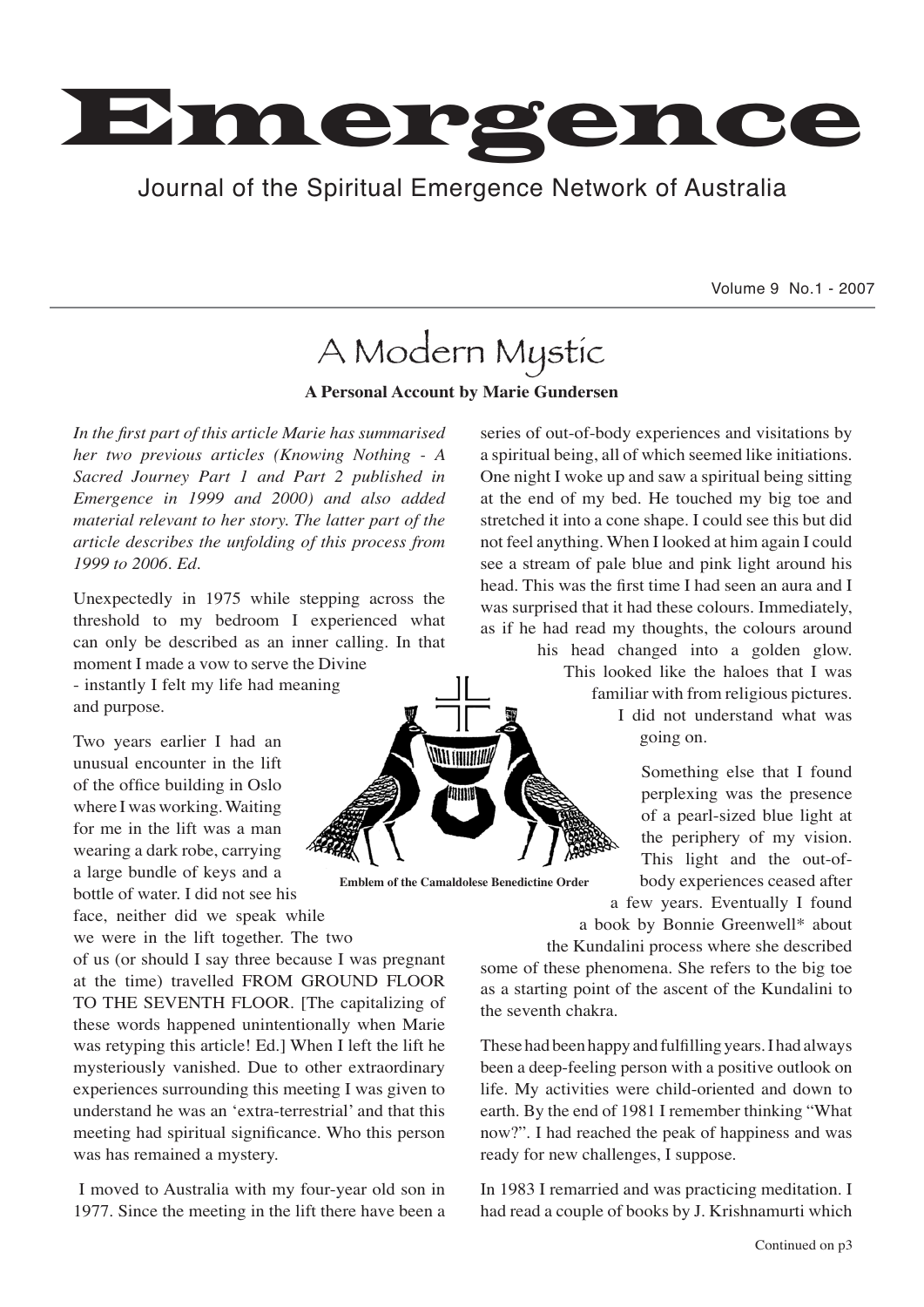# Emergence

Journal of the Spiritual Emergence Network of Australia

Volume 9 No.1 - 2007

## A Modern Mystic

**A Personal Account by Marie Gundersen**

*In the first part of this article Marie has summarised her two previous articles (Knowing Nothing - A Sacred Journey Part 1 and Part 2 published in Emergence in 1999 and 2000) and also added material relevant to her story. The latter part of the article describes the unfolding of this process from 1999 to 2006. Ed.*

Unexpectedly in 1975 while stepping across the threshold to my bedroom I experienced what can only be described as an inner calling. In that moment I made a vow to serve the Divine - instantly I felt my life had meaning and purpose.

Two years earlier I had an unusual encounter in the lift of the office building in Oslo where I was working. Waiting for me in the lift was a man wearing a dark robe, carrying a large bundle of keys and a bottle of water. I did not see his face, neither did we speak while we were in the lift together. The two of us (or should I say three because I was pregnant at the time) travelled FROM GROUND FLOOR TO THE SEVENTH FLOOR. [The capitalizing of these words happened unintentionally when Marie was retyping this article! Ed.] When I left the lift he mysteriously vanished. Due to other extraordinary experiences surrounding this meeting I was given to understand he was an 'extra-terrestrial' and that this meeting had spiritual significance. Who this person was has remained a mystery.

I moved to Australia with my four-year old son in 1977. Since the meeting in the lift there have been a series of out-of-body experiences and visitations by a spiritual being, all of which seemed like initiations. One night I woke up and saw a spiritual being sitting at the end of my bed. He touched my big toe and stretched it into a cone shape. I could see this but did not feel anything. When I looked at him again I could see a stream of pale blue and pink light around his head. This was the first time I had seen an aura and I was surprised that it had these colours. Immediately, as if he had read my thoughts, the colours around his head changed into a golden glow. This looked like the haloes that I was familiar with from religious pictures. I did not understand what was going on.

**Emblem of the Camaldolese Benedictine Order**

Something else that I found perplexing was the presence of a pearl-sized blue light at the periphery of my vision. This light and the out-of-body experiences ceased after a few years. Eventually I found a book by Bonnie Greenwell* about the Kundalini process where she described some of these phenomena. She refers to the big toe as a starting point of the ascent of the Kundalini to the seventh chakra.

These had been happy and fulfilling years. I had always been a deep-feeling person with a positive outlook on life. My activities were child-oriented and down to earth. By the end of 1981 I remember thinking "What now?". I had reached the peak of happiness and was ready for new challenges, I suppose.

In 1983 I remarried and was practicing meditation. I had read a couple of books by J. Krishnamurti which

Continued on p3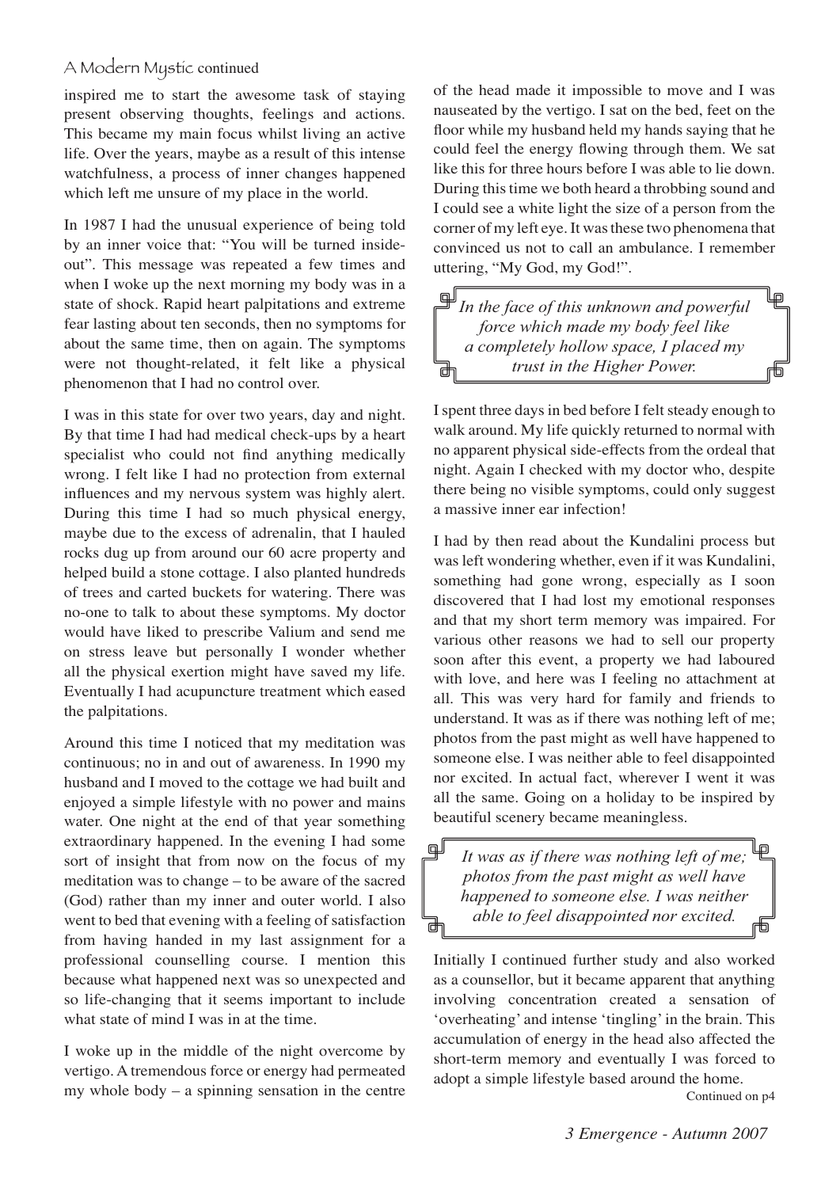inspired me to start the awesome task of staying present observing thoughts, feelings and actions. This became my main focus whilst living an active life. Over the years, maybe as a result of this intense watchfulness, a process of inner changes happened which left me unsure of my place in the world.

In 1987 I had the unusual experience of being told by an inner voice that: "You will be turned inside-out". This message was repeated a few times and when I woke up the next morning my body was in a state of shock. Rapid heart palpitations and extreme fear lasting about ten seconds, then no symptoms for about the same time, then on again. The symptoms were not thought-related, it felt like a physical phenomenon that I had no control over.

I was in this state for over two years, day and night. By that time I had had medical check-ups by a heart specialist who could not find anything medically wrong. I felt like I had no protection from external influences and my nervous system was highly alert. During this time I had so much physical energy, maybe due to the excess of adrenalin, that I hauled rocks dug up from around our 60 acre property and helped build a stone cottage. I also planted hundreds of trees and carted buckets for watering. There was no-one to talk to about these symptoms. My doctor would have liked to prescribe Valium and send me on stress leave but personally I wonder whether all the physical exertion might have saved my life. Eventually I had acupuncture treatment which eased the palpitations.

Around this time I noticed that my meditation was continuous; no in and out of awareness. In 1990 my husband and I moved to the cottage we had built and enjoyed a simple lifestyle with no power and mains water. One night at the end of that year something extraordinary happened. In the evening I had some sort of insight that from now on the focus of my meditation was to change – to be aware of the sacred (God) rather than my inner and outer world. I also went to bed that evening with a feeling of satisfaction from having handed in my last assignment for a professional counselling course. I mention this because what happened next was so unexpected and so life-changing that it seems important to include what state of mind I was in at the time.

I woke up in the middle of the night overcome by vertigo. A tremendous force or energy had permeated my whole body – a spinning sensation in the centre of the head made it impossible to move and I was nauseated by the vertigo. I sat on the bed, feet on the floor while my husband held my hands saying that he could feel the energy flowing through them. We sat like this for three hours before I was able to lie down. During this time we both heard a throbbing sound and I could see a white light the size of a person from the corner of my left eye. It was these two phenomena that convinced us not to call an ambulance. I remember uttering, "My God, my God!".

> *In the face of this unknown and powerful force which made my body feel like a completely hollow space, I placed my trust in the Higher Power.*

I spent three days in bed before I felt steady enough to walk around. My life quickly returned to normal with no apparent physical side-effects from the ordeal that night. Again I checked with my doctor who, despite there being no visible symptoms, could only suggest a massive inner ear infection!

I had by then read about the Kundalini process but was left wondering whether, even if it was Kundalini, something had gone wrong, especially as I soon discovered that I had lost my emotional responses and that my short term memory was impaired. For various other reasons we had to sell our property soon after this event, a property we had laboured with love, and here was I feeling no attachment at all. This was very hard for family and friends to understand. It was as if there was nothing left of me; photos from the past might as well have happened to someone else. I was neither able to feel disappointed nor excited. In actual fact, wherever I went it was all the same. Going on a holiday to be inspired by beautiful scenery became meaningless.

> *It was as if there was nothing left of me; photos from the past might as well have happened to someone else. I was neither able to feel disappointed nor excited.*

Initially I continued further study and also worked as a counsellor, but it became apparent that anything involving concentration created a sensation of 'overheating' and intense 'tingling' in the brain. This accumulation of energy in the head also affected the short-term memory and eventually I was forced to adopt a simple lifestyle based around the home.

Continued on p4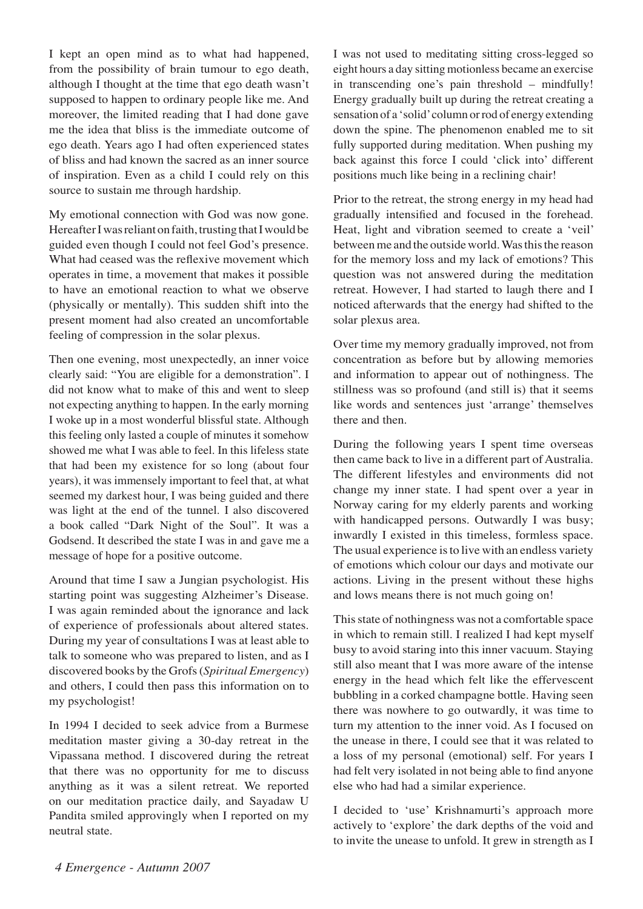I kept an open mind as to what had happened, from the possibility of brain tumour to ego death, although I thought at the time that ego death wasn't supposed to happen to ordinary people like me. And moreover, the limited reading that I had done gave me the idea that bliss is the immediate outcome of ego death. Years ago I had often experienced states of bliss and had known the sacred as an inner source of inspiration. Even as a child I could rely on this source to sustain me through hardship.

My emotional connection with God was now gone. Hereafter I was reliant on faith, trusting that I would be guided even though I could not feel God's presence. What had ceased was the reflexive movement which operates in time, a movement that makes it possible to have an emotional reaction to what we observe (physically or mentally). This sudden shift into the present moment had also created an uncomfortable feeling of compression in the solar plexus.

Then one evening, most unexpectedly, an inner voice clearly said: "You are eligible for a demonstration". I did not know what to make of this and went to sleep not expecting anything to happen. In the early morning I woke up in a most wonderful blissful state. Although this feeling only lasted a couple of minutes it somehow showed me what I was able to feel. In this lifeless state that had been my existence for so long (about four years), it was immensely important to feel that, at what seemed my darkest hour, I was being guided and there was light at the end of the tunnel. I also discovered a book called "Dark Night of the Soul". It was a Godsend. It described the state I was in and gave me a message of hope for a positive outcome.

Around that time I saw a Jungian psychologist. His starting point was suggesting Alzheimer's Disease. I was again reminded about the ignorance and lack of experience of professionals about altered states. During my year of consultations I was at least able to talk to someone who was prepared to listen, and as I discovered books by the Grofs (*Spiritual Emergency*) and others, I could then pass this information on to my psychologist!

In 1994 I decided to seek advice from a Burmese meditation master giving a 30-day retreat in the Vipassana method. I discovered during the retreat that there was no opportunity for me to discuss anything as it was a silent retreat. We reported on our meditation practice daily, and Sayadaw U Pandita smiled approvingly when I reported on my neutral state.

I was not used to meditating sitting cross-legged so eight hours a day sitting motionless became an exercise in transcending one's pain threshold – mindfully! Energy gradually built up during the retreat creating a sensation of a 'solid' column or rod of energy extending down the spine. The phenomenon enabled me to sit fully supported during meditation. When pushing my back against this force I could 'click into' different positions much like being in a reclining chair!

Prior to the retreat, the strong energy in my head had gradually intensified and focused in the forehead. Heat, light and vibration seemed to create a 'veil' between me and the outside world. Was this the reason for the memory loss and my lack of emotions? This question was not answered during the meditation retreat. However, I had started to laugh there and I noticed afterwards that the energy had shifted to the solar plexus area.

Over time my memory gradually improved, not from concentration as before but by allowing memories and information to appear out of nothingness. The stillness was so profound (and still is) that it seems like words and sentences just 'arrange' themselves there and then.

During the following years I spent time overseas then came back to live in a different part of Australia. The different lifestyles and environments did not change my inner state. I had spent over a year in Norway caring for my elderly parents and working with handicapped persons. Outwardly I was busy; inwardly I existed in this timeless, formless space. The usual experience is to live with an endless variety of emotions which colour our days and motivate our actions. Living in the present without these highs and lows means there is not much going on!

This state of nothingness was not a comfortable space in which to remain still. I realized I had kept myself busy to avoid staring into this inner vacuum. Staying still also meant that I was more aware of the intense energy in the head which felt like the effervescent bubbling in a corked champagne bottle. Having seen there was nowhere to go outwardly, it was time to turn my attention to the inner void. As I focused on the unease in there, I could see that it was related to a loss of my personal (emotional) self. For years I had felt very isolated in not being able to find anyone else who had had a similar experience.

I decided to 'use' Krishnamurti's approach more actively to 'explore' the dark depths of the void and to invite the unease to unfold. It grew in strength as I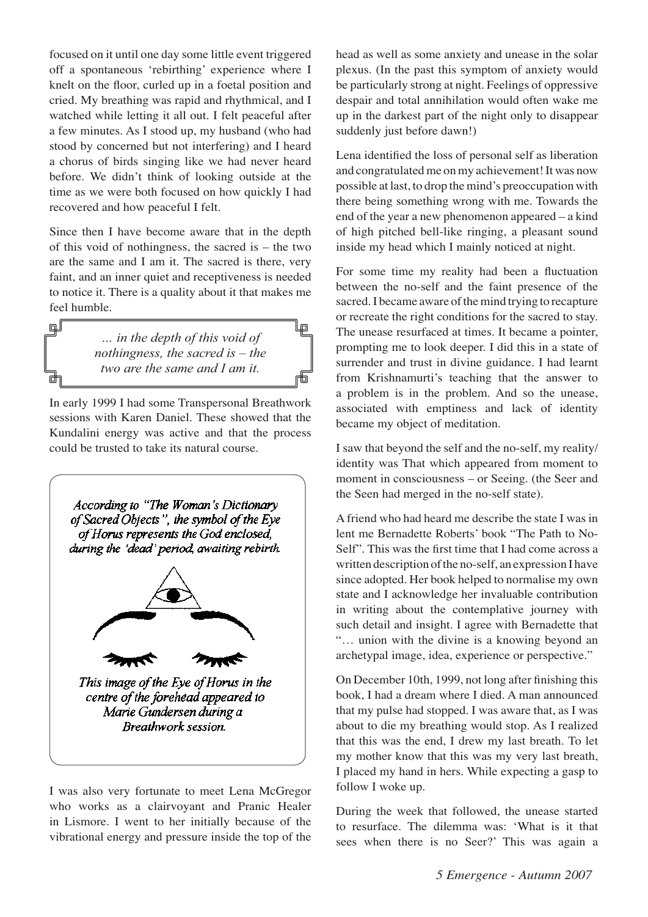focused on it until one day some little event triggered off a spontaneous 'rebirthing' experience where I knelt on the floor, curled up in a foetal position and cried. My breathing was rapid and rhythmical, and I watched while letting it all out. I felt peaceful after a few minutes. As I stood up, my husband (who had stood by concerned but not interfering) and I heard a chorus of birds singing like we had never heard before. We didn't think of looking outside at the time as we were both focused on how quickly I had recovered and how peaceful I felt.

Since then I have become aware that in the depth of this void of nothingness, the sacred is – the two are the same and I am it. The sacred is there, very faint, and an inner quiet and receptiveness is needed to notice it. There is a quality about it that makes me feel humble.

> *... in the depth of this void of nothingness, the sacred is – the two are the same and I am it.*

In early 1999 I had some Transpersonal Breathwork sessions with Karen Daniel. These showed that the Kundalini energy was active and that the process could be trusted to take its natural course.

> *According to "The Woman's Dictionary of Sacred Objects", the symbol of the Eye of Horus represents the God enclosed, during the 'dead' period, awaiting rebirth.*
>
> *This image of the Eye of Horus in the centre of the forehead appeared to Marie Gundersen during a Breathwork session.*

I was also very fortunate to meet Lena McGregor who works as a clairvoyant and Pranic Healer in Lismore. I went to her initially because of the vibrational energy and pressure inside the top of the head as well as some anxiety and unease in the solar plexus. (In the past this symptom of anxiety would be particularly strong at night. Feelings of oppressive despair and total annihilation would often wake me up in the darkest part of the night only to disappear suddenly just before dawn!)

Lena identified the loss of personal self as liberation and congratulated me on my achievement! It was now possible at last, to drop the mind's preoccupation with there being something wrong with me. Towards the end of the year a new phenomenon appeared – a kind of high pitched bell-like ringing, a pleasant sound inside my head which I mainly noticed at night.

For some time my reality had been a fluctuation between the no-self and the faint presence of the sacred. I became aware of the mind trying to recapture or recreate the right conditions for the sacred to stay. The unease resurfaced at times. It became a pointer, prompting me to look deeper. I did this in a state of surrender and trust in divine guidance. I had learnt from Krishnamurti's teaching that the answer to a problem is in the problem. And so the unease, associated with emptiness and lack of identity became my object of meditation.

I saw that beyond the self and the no-self, my reality/identity was That which appeared from moment to moment in consciousness – or Seeing. (the Seer and the Seen had merged in the no-self state).

A friend who had heard me describe the state I was in lent me Bernadette Roberts' book "The Path to No-Self". This was the first time that I had come across a written description of the no-self, an expression I have since adopted. Her book helped to normalise my own state and I acknowledge her invaluable contribution in writing about the contemplative journey with such detail and insight. I agree with Bernadette that "… union with the divine is a knowing beyond an archetypal image, idea, experience or perspective."

On December 10th, 1999, not long after finishing this book, I had a dream where I died. A man announced that my pulse had stopped. I was aware that, as I was about to die my breathing would stop. As I realized that this was the end, I drew my last breath. To let my mother know that this was my very last breath, I placed my hand in hers. While expecting a gasp to follow I woke up.

During the week that followed, the unease started to resurface. The dilemma was: 'What is it that sees when there is no Seer?' This was again a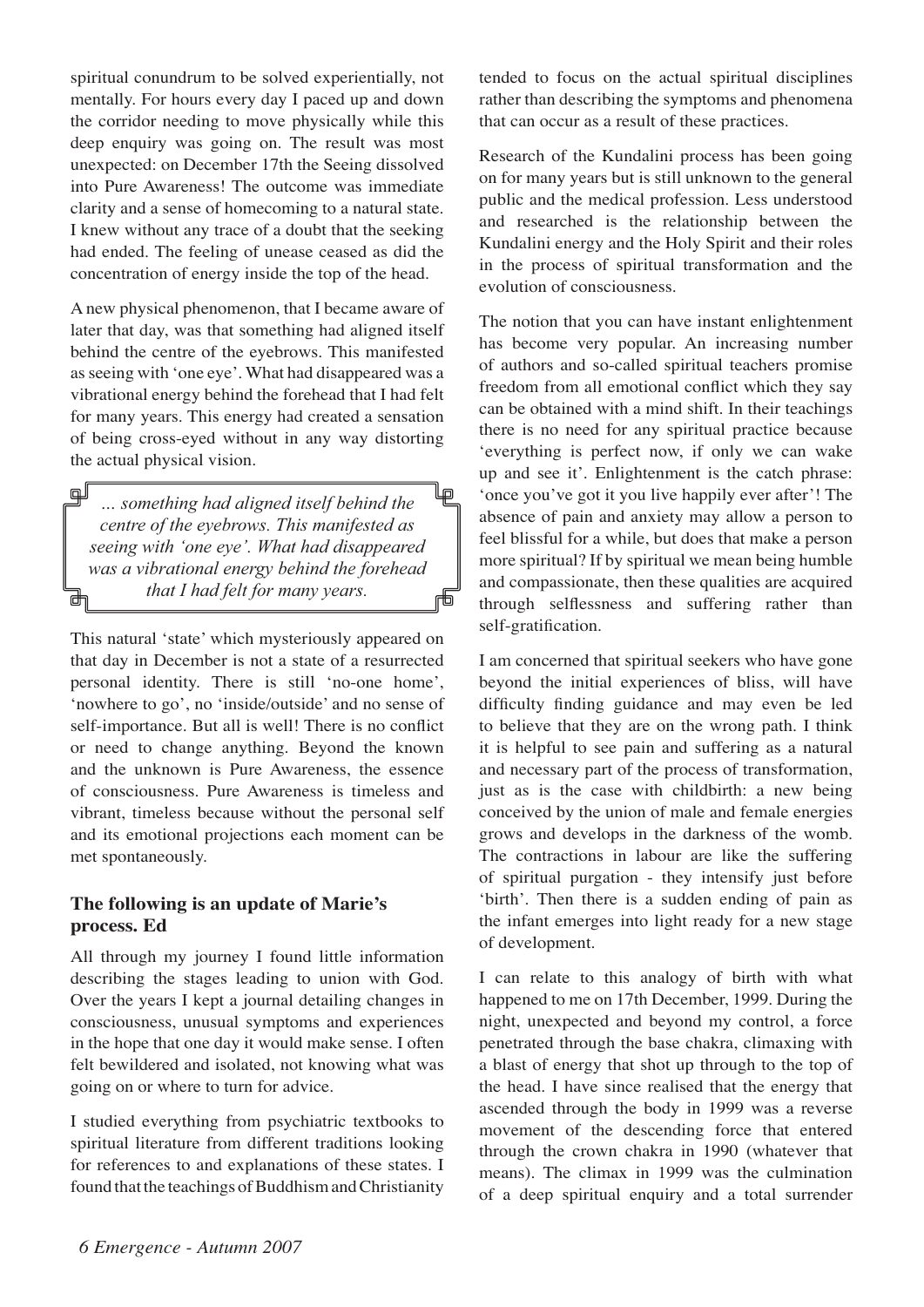spiritual conundrum to be solved experientially, not mentally. For hours every day I paced up and down the corridor needing to move physically while this deep enquiry was going on. The result was most unexpected: on December 17th the Seeing dissolved into Pure Awareness! The outcome was immediate clarity and a sense of homecoming to a natural state. I knew without any trace of a doubt that the seeking had ended. The feeling of unease ceased as did the concentration of energy inside the top of the head.

A new physical phenomenon, that I became aware of later that day, was that something had aligned itself behind the centre of the eyebrows. This manifested as seeing with 'one eye'. What had disappeared was a vibrational energy behind the forehead that I had felt for many years. This energy had created a sensation of being cross-eyed without in any way distorting the actual physical vision.

> *... something had aligned itself behind the centre of the eyebrows. This manifested as seeing with 'one eye'. What had disappeared was a vibrational energy behind the forehead that I had felt for many years.*

This natural 'state' which mysteriously appeared on that day in December is not a state of a resurrected personal identity. There is still 'no-one home', 'nowhere to go', no 'inside/outside' and no sense of self-importance. But all is well! There is no conflict or need to change anything. Beyond the known and the unknown is Pure Awareness, the essence of consciousness. Pure Awareness is timeless and vibrant, timeless because without the personal self and its emotional projections each moment can be met spontaneously.

### The following is an update of Marie's process. Ed

All through my journey I found little information describing the stages leading to union with God. Over the years I kept a journal detailing changes in consciousness, unusual symptoms and experiences in the hope that one day it would make sense. I often felt bewildered and isolated, not knowing what was going on or where to turn for advice.

I studied everything from psychiatric textbooks to spiritual literature from different traditions looking for references to and explanations of these states. I found that the teachings of Buddhism and Christianity tended to focus on the actual spiritual disciplines rather than describing the symptoms and phenomena that can occur as a result of these practices.

Research of the Kundalini process has been going on for many years but is still unknown to the general public and the medical profession. Less understood and researched is the relationship between the Kundalini energy and the Holy Spirit and their roles in the process of spiritual transformation and the evolution of consciousness.

The notion that you can have instant enlightenment has become very popular. An increasing number of authors and so-called spiritual teachers promise freedom from all emotional conflict which they say can be obtained with a mind shift. In their teachings there is no need for any spiritual practice because 'everything is perfect now, if only we can wake up and see it'. Enlightenment is the catch phrase: 'once you've got it you live happily ever after'! The absence of pain and anxiety may allow a person to feel blissful for a while, but does that make a person more spiritual? If by spiritual we mean being humble and compassionate, then these qualities are acquired through selflessness and suffering rather than self-gratification.

I am concerned that spiritual seekers who have gone beyond the initial experiences of bliss, will have difficulty finding guidance and may even be led to believe that they are on the wrong path. I think it is helpful to see pain and suffering as a natural and necessary part of the process of transformation, just as is the case with childbirth: a new being conceived by the union of male and female energies grows and develops in the darkness of the womb. The contractions in labour are like the suffering of spiritual purgation - they intensify just before 'birth'. Then there is a sudden ending of pain as the infant emerges into light ready for a new stage of development.

I can relate to this analogy of birth with what happened to me on 17th December, 1999. During the night, unexpected and beyond my control, a force penetrated through the base chakra, climaxing with a blast of energy that shot up through to the top of the head. I have since realised that the energy that ascended through the body in 1999 was a reverse movement of the descending force that entered through the crown chakra in 1990 (whatever that means). The climax in 1999 was the culmination of a deep spiritual enquiry and a total surrender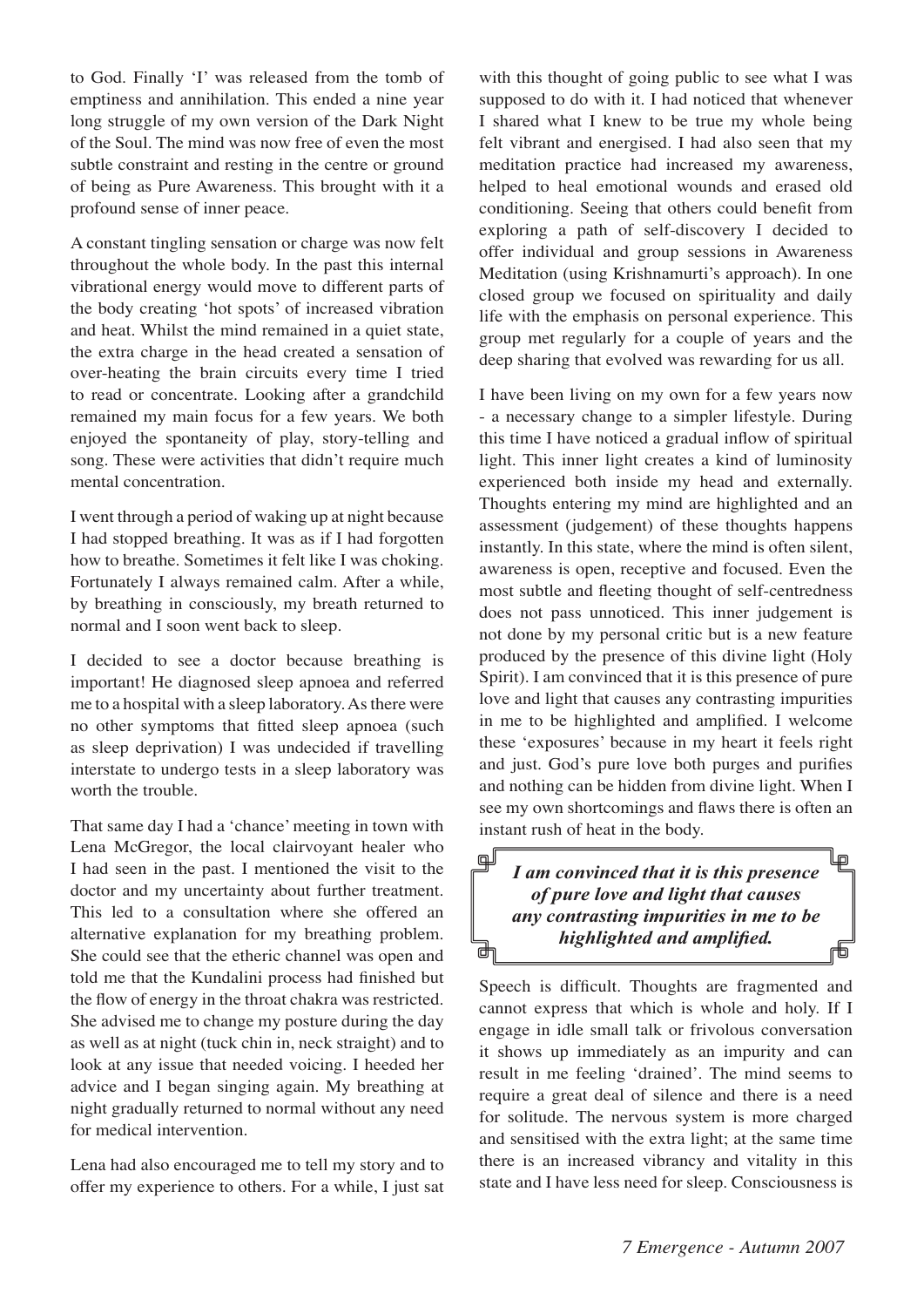to God. Finally 'I' was released from the tomb of emptiness and annihilation. This ended a nine year long struggle of my own version of the Dark Night of the Soul. The mind was now free of even the most subtle constraint and resting in the centre or ground of being as Pure Awareness. This brought with it a profound sense of inner peace.

A constant tingling sensation or charge was now felt throughout the whole body. In the past this internal vibrational energy would move to different parts of the body creating 'hot spots' of increased vibration and heat. Whilst the mind remained in a quiet state, the extra charge in the head created a sensation of over-heating the brain circuits every time I tried to read or concentrate. Looking after a grandchild remained my main focus for a few years. We both enjoyed the spontaneity of play, story-telling and song. These were activities that didn't require much mental concentration.

I went through a period of waking up at night because I had stopped breathing. It was as if I had forgotten how to breathe. Sometimes it felt like I was choking. Fortunately I always remained calm. After a while, by breathing in consciously, my breath returned to normal and I soon went back to sleep.

I decided to see a doctor because breathing is important! He diagnosed sleep apnoea and referred me to a hospital with a sleep laboratory. As there were no other symptoms that fitted sleep apnoea (such as sleep deprivation) I was undecided if travelling interstate to undergo tests in a sleep laboratory was worth the trouble.

That same day I had a 'chance' meeting in town with Lena McGregor, the local clairvoyant healer who I had seen in the past. I mentioned the visit to the doctor and my uncertainty about further treatment. This led to a consultation where she offered an alternative explanation for my breathing problem. She could see that the etheric channel was open and told me that the Kundalini process had finished but the flow of energy in the throat chakra was restricted. She advised me to change my posture during the day as well as at night (tuck chin in, neck straight) and to look at any issue that needed voicing. I heeded her advice and I began singing again. My breathing at night gradually returned to normal without any need for medical intervention.

Lena had also encouraged me to tell my story and to offer my experience to others. For a while, I just sat with this thought of going public to see what I was supposed to do with it. I had noticed that whenever I shared what I knew to be true my whole being felt vibrant and energised. I had also seen that my meditation practice had increased my awareness, helped to heal emotional wounds and erased old conditioning. Seeing that others could benefit from exploring a path of self-discovery I decided to offer individual and group sessions in Awareness Meditation (using Krishnamurti's approach). In one closed group we focused on spirituality and daily life with the emphasis on personal experience. This group met regularly for a couple of years and the deep sharing that evolved was rewarding for us all.

I have been living on my own for a few years now - a necessary change to a simpler lifestyle. During this time I have noticed a gradual inflow of spiritual light. This inner light creates a kind of luminosity experienced both inside my head and externally. Thoughts entering my mind are highlighted and an assessment (judgement) of these thoughts happens instantly. In this state, where the mind is often silent, awareness is open, receptive and focused. Even the most subtle and fleeting thought of self-centredness does not pass unnoticed. This inner judgement is not done by my personal critic but is a new feature produced by the presence of this divine light (Holy Spirit). I am convinced that it is this presence of pure love and light that causes any contrasting impurities in me to be highlighted and amplified. I welcome these 'exposures' because in my heart it feels right and just. God's pure love both purges and purifies and nothing can be hidden from divine light. When I see my own shortcomings and flaws there is often an instant rush of heat in the body.

> ***I am convinced that it is this presence of pure love and light that causes any contrasting impurities in me to be highlighted and amplified.***

Speech is difficult. Thoughts are fragmented and cannot express that which is whole and holy. If I engage in idle small talk or frivolous conversation it shows up immediately as an impurity and can result in me feeling 'drained'. The mind seems to require a great deal of silence and there is a need for solitude. The nervous system is more charged and sensitised with the extra light; at the same time there is an increased vibrancy and vitality in this state and I have less need for sleep. Consciousness is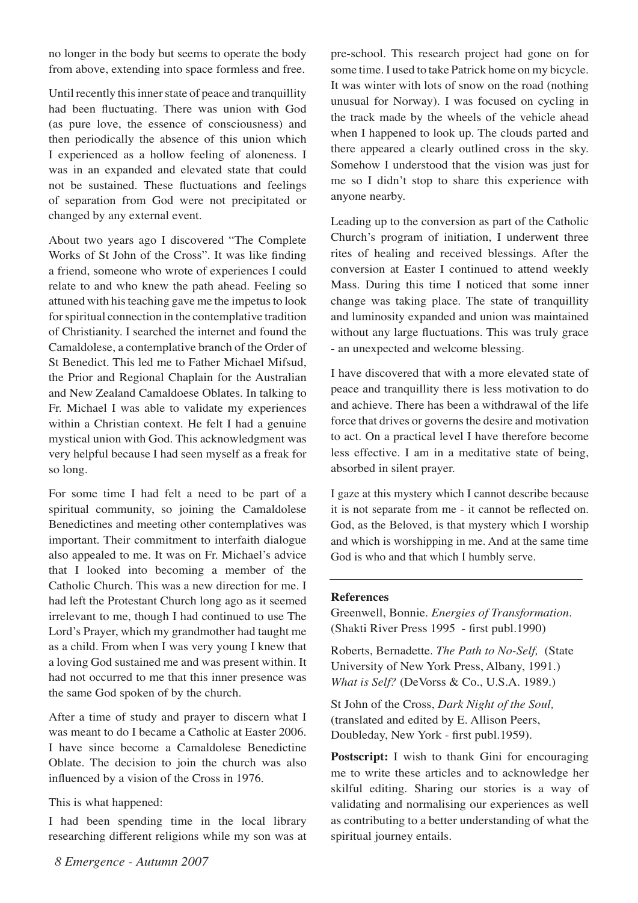no longer in the body but seems to operate the body from above, extending into space formless and free.

Until recently this inner state of peace and tranquillity had been fluctuating. There was union with God (as pure love, the essence of consciousness) and then periodically the absence of this union which I experienced as a hollow feeling of aloneness. I was in an expanded and elevated state that could not be sustained. These fluctuations and feelings of separation from God were not precipitated or changed by any external event.

About two years ago I discovered "The Complete Works of St John of the Cross". It was like finding a friend, someone who wrote of experiences I could relate to and who knew the path ahead. Feeling so attuned with his teaching gave me the impetus to look for spiritual connection in the contemplative tradition of Christianity. I searched the internet and found the Camaldolese, a contemplative branch of the Order of St Benedict. This led me to Father Michael Mifsud, the Prior and Regional Chaplain for the Australian and New Zealand Camaldoese Oblates. In talking to Fr. Michael I was able to validate my experiences within a Christian context. He felt I had a genuine mystical union with God. This acknowledgment was very helpful because I had seen myself as a freak for so long.

For some time I had felt a need to be part of a spiritual community, so joining the Camaldolese Benedictines and meeting other contemplatives was important. Their commitment to interfaith dialogue also appealed to me. It was on Fr. Michael's advice that I looked into becoming a member of the Catholic Church. This was a new direction for me. I had left the Protestant Church long ago as it seemed irrelevant to me, though I had continued to use The Lord's Prayer, which my grandmother had taught me as a child. From when I was very young I knew that a loving God sustained me and was present within. It had not occurred to me that this inner presence was the same God spoken of by the church.

After a time of study and prayer to discern what I was meant to do I became a Catholic at Easter 2006. I have since become a Camaldolese Benedictine Oblate. The decision to join the church was also influenced by a vision of the Cross in 1976.

This is what happened:

I had been spending time in the local library researching different religions while my son was at pre-school. This research project had gone on for some time. I used to take Patrick home on my bicycle. It was winter with lots of snow on the road (nothing unusual for Norway). I was focused on cycling in the track made by the wheels of the vehicle ahead when I happened to look up. The clouds parted and there appeared a clearly outlined cross in the sky. Somehow I understood that the vision was just for me so I didn't stop to share this experience with anyone nearby.

Leading up to the conversion as part of the Catholic Church's program of initiation, I underwent three rites of healing and received blessings. After the conversion at Easter I continued to attend weekly Mass. During this time I noticed that some inner change was taking place. The state of tranquillity and luminosity expanded and union was maintained without any large fluctuations. This was truly grace - an unexpected and welcome blessing.

I have discovered that with a more elevated state of peace and tranquillity there is less motivation to do and achieve. There has been a withdrawal of the life force that drives or governs the desire and motivation to act. On a practical level I have therefore become less effective. I am in a meditative state of being, absorbed in silent prayer.

I gaze at this mystery which I cannot describe because it is not separate from me - it cannot be reflected on. God, as the Beloved, is that mystery which I worship and which is worshipping in me. And at the same time God is who and that which I humbly serve.

---

**References**

Greenwell, Bonnie. *Energies of Transformation.* (Shakti River Press 1995 - first publ.1990)

Roberts, Bernadette. *The Path to No-Self,* (State University of New York Press, Albany, 1991.) *What is Self?* (DeVorss & Co., U.S.A. 1989.)

St John of the Cross, *Dark Night of the Soul,* (translated and edited by E. Allison Peers, Doubleday, New York - first publ.1959).

**Postscript:** I wish to thank Gini for encouraging me to write these articles and to acknowledge her skilful editing. Sharing our stories is a way of validating and normalising our experiences as well as contributing to a better understanding of what the spiritual journey entails.